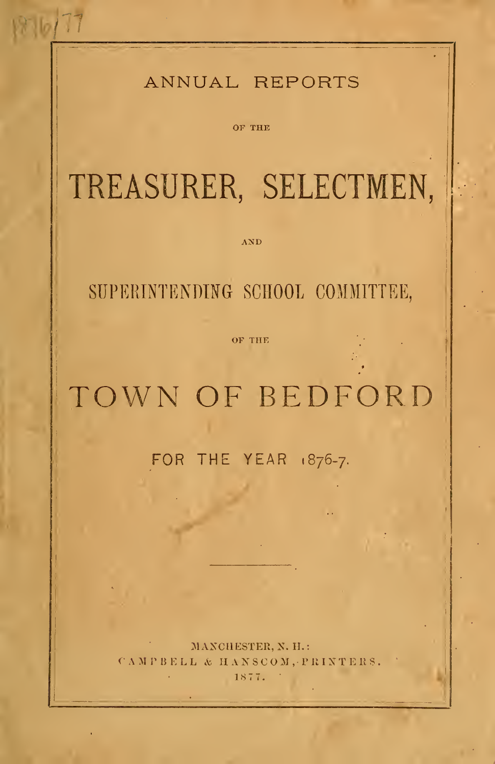1876/77

ANNUAL REPORTS

OF THE

# TREASURER, SELECTMEN,

AND

## SUPERINTENDING SCHOOL COMMITTEE,

OF THE

# TOWN OF BEDFORD

FOR THE YEAR 1876-7.

---

MANCHESTER, N. H.:
CAMPBELL & HANSCOM, PRINTERS.
1877.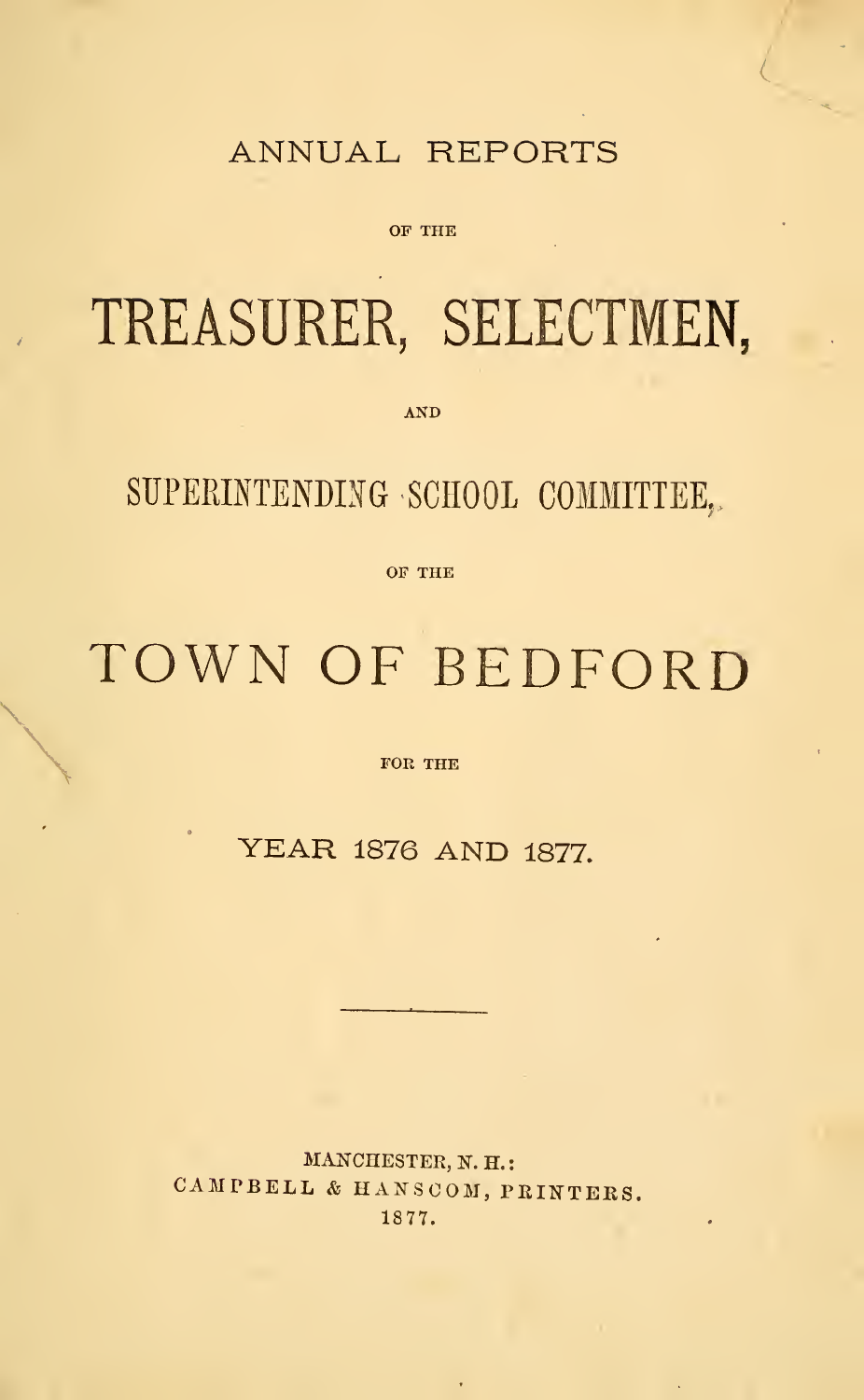ANNUAL REPORTS

OF THE

# TREASURER, SELECTMEN,

AND

## SUPERINTENDING SCHOOL COMMITTEE,

OF THE

# TOWN OF BEDFORD

FOR THE

YEAR 1876 AND 1877.

---

MANCHESTER, N. H.:
CAMPBELL & HANSCOM, PRINTERS.
1877.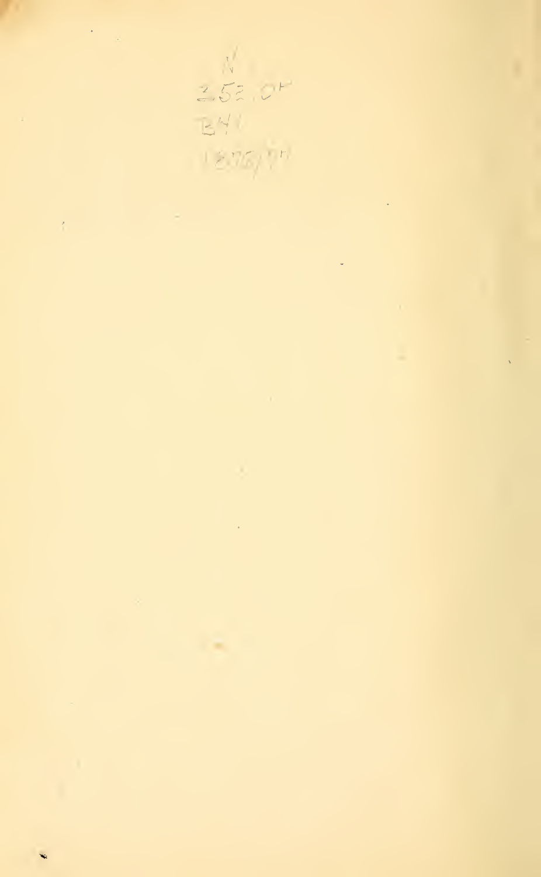N
352.07
B41
1896/97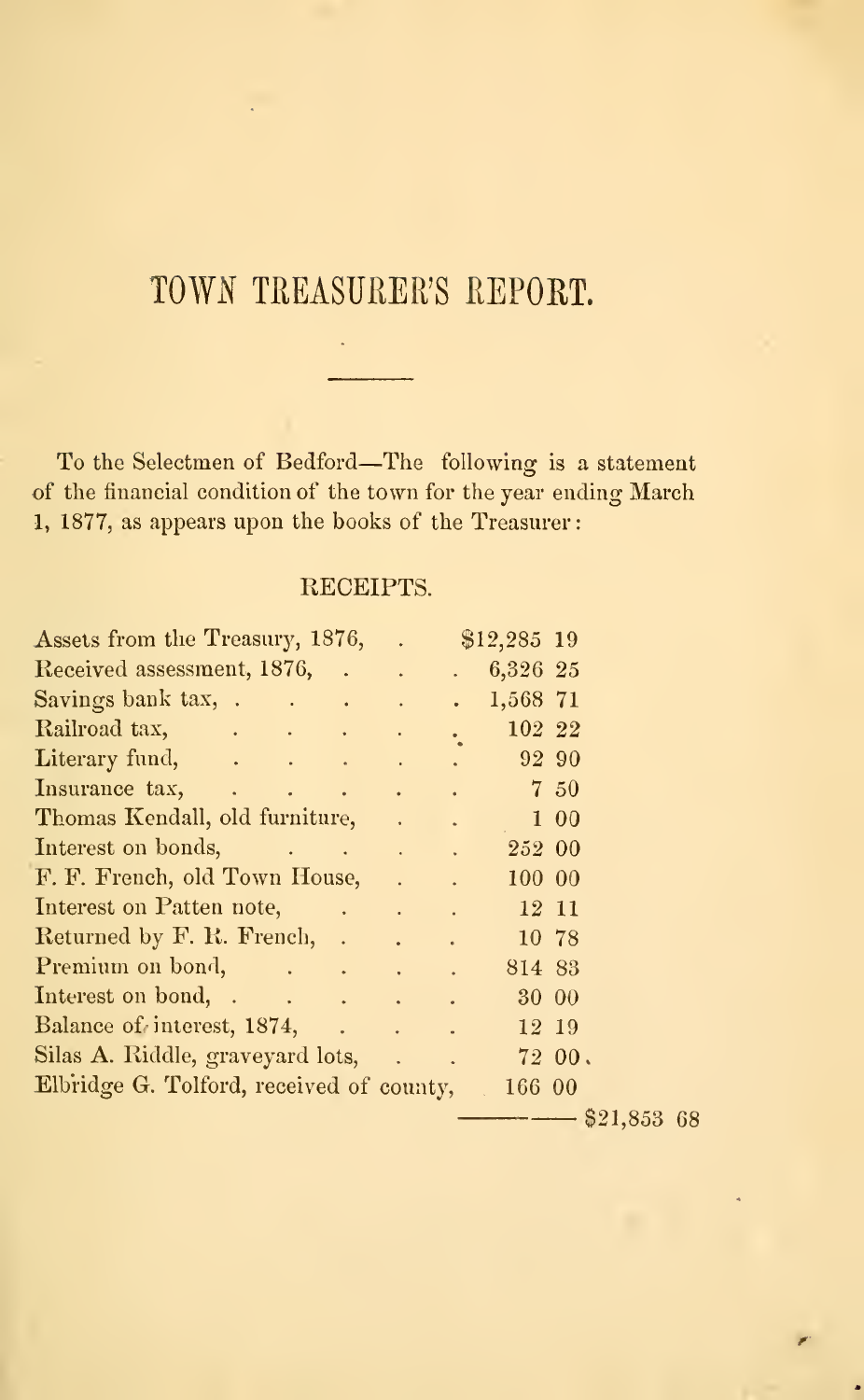# TOWN TREASURER'S REPORT.

To the Selectmen of Bedford—The following is a statement of the financial condition of the town for the year ending March 1, 1877, as appears upon the books of the Treasurer:

## RECEIPTS.

| | | |
|---|---|---|
| Assets from the Treasury, 1876, | $12,285 19 | |
| Received assessment, 1876, | 6,326 25 | |
| Savings bank tax, | 1,568 71 | |
| Railroad tax, | 102 22 | |
| Literary fund, | 92 90 | |
| Insurance tax, | 7 50 | |
| Thomas Kendall, old furniture, | 1 00 | |
| Interest on bonds, | 252 00 | |
| F. F. French, old Town House, | 100 00 | |
| Interest on Patten note, | 12 11 | |
| Returned by F. R. French, | 10 78 | |
| Premium on bond, | 814 83 | |
| Interest on bond, | 30 00 | |
| Balance of interest, 1874, | 12 19 | |
| Silas A. Riddle, graveyard lots, | 72 00 | |
| Elbridge G. Tolford, received of county, | 166 00 | |
| | | $21,853 68 |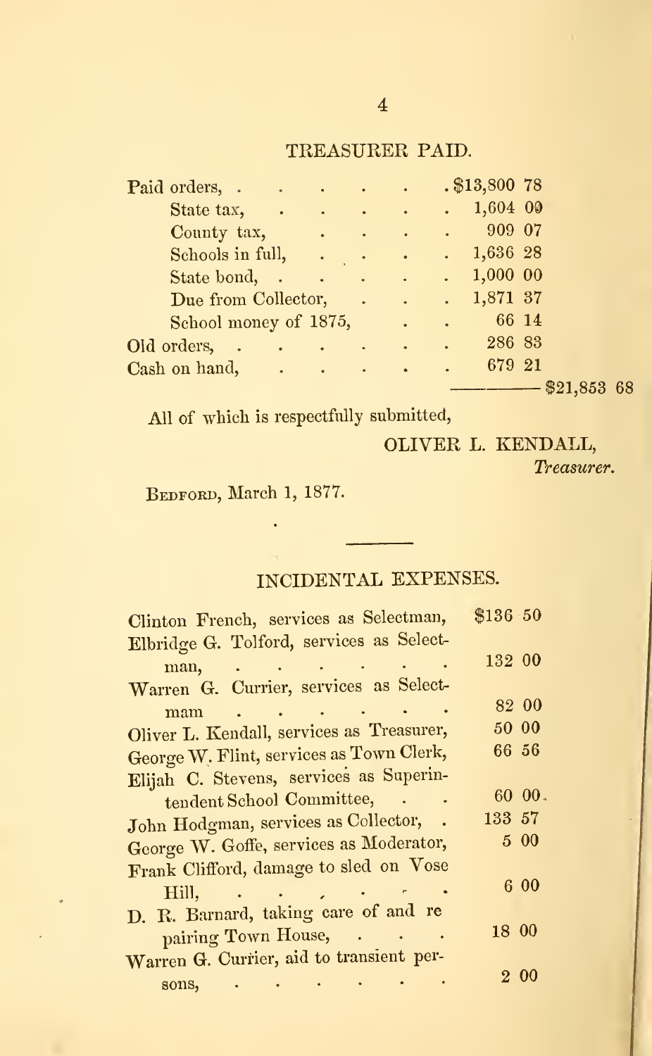## TREASURER PAID.

| | | |
|---|---|---|
| Paid orders, | $13,800 78 | |
| State tax, | 1,604 00 | |
| County tax, | 909 07 | |
| Schools in full, | 1,636 28 | |
| State bond, | 1,000 00 | |
| Due from Collector, | 1,871 37 | |
| School money of 1875, | 66 14 | |
| Old orders, | 286 83 | |
| Cash on hand, | 679 21 | |
| | | $21,853 68 |

All of which is respectfully submitted,

OLIVER L. KENDALL,
*Treasurer.*

BEDFORD, March 1, 1877.

---

## INCIDENTAL EXPENSES.

| | |
|---|---|
| Clinton French, services as Selectman, | $136 50 |
| Elbridge G. Tolford, services as Selectman, | 132 00 |
| Warren G. Currier, services as Selectmam | 82 00 |
| Oliver L. Kendall, services as Treasurer, | 50 00 |
| George W. Flint, services as Town Clerk, | 66 56 |
| Elijah C. Stevens, services as Superintendent School Committee, | 60 00 |
| John Hodgman, services as Collector, | 133 57 |
| George W. Goffe, services as Moderator, | 5 00 |
| Frank Clifford, damage to sled on Vose Hill, | 6 00 |
| D. R. Barnard, taking care of and repairing Town House, | 18 00 |
| Warren G. Currier, aid to transient persons, | 2 00 |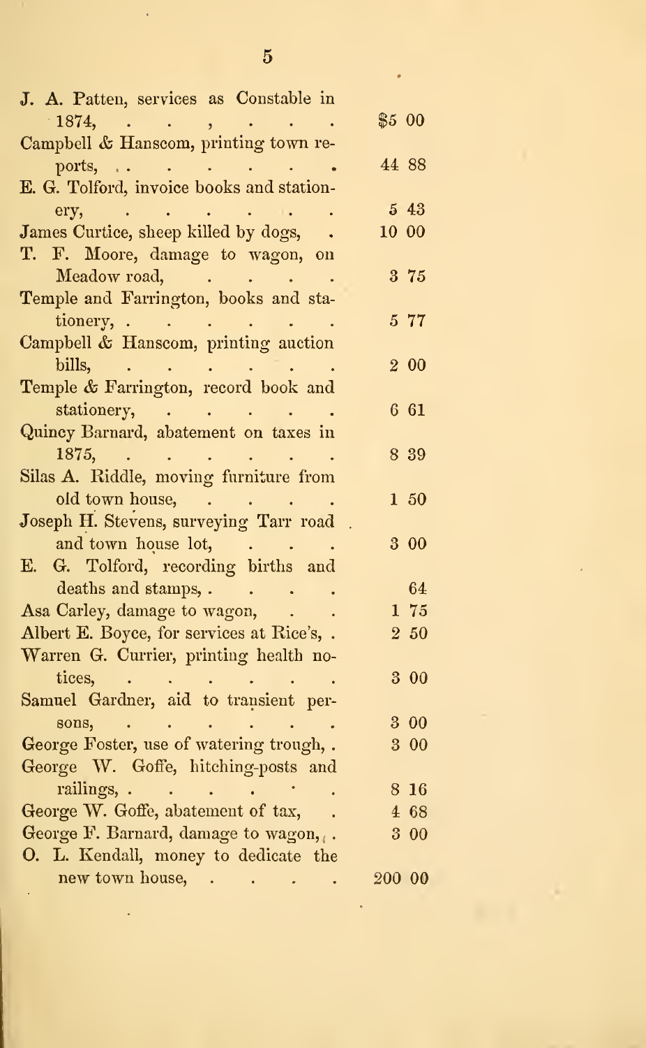| Item | Amount |
|---|---|
| J. A. Patten, services as Constable in 1874, | $5 00 |
| Campbell & Hanscom, printing town reports, | 44 88 |
| E. G. Tolford, invoice books and stationery, | 5 43 |
| James Curtice, sheep killed by dogs, | 10 00 |
| T. F. Moore, damage to wagon, on Meadow road, | 3 75 |
| Temple and Farrington, books and stationery, | 5 77 |
| Campbell & Hanscom, printing auction bills, | 2 00 |
| Temple & Farrington, record book and stationery, | 6 61 |
| Quincy Barnard, abatement on taxes in 1875, | 8 39 |
| Silas A. Riddle, moving furniture from old town house, | 1 50 |
| Joseph H. Stevens, surveying Tarr road and town house lot, | 3 00 |
| E. G. Tolford, recording births and deaths and stamps, | 64 |
| Asa Carley, damage to wagon, | 1 75 |
| Albert E. Boyce, for services at Rice's, | 2 50 |
| Warren G. Currier, printing health notices, | 3 00 |
| Samuel Gardner, aid to transient persons, | 3 00 |
| George Foster, use of watering trough, | 3 00 |
| George W. Goffe, hitching-posts and railings, | 8 16 |
| George W. Goffe, abatement of tax, | 4 68 |
| George F. Barnard, damage to wagon, | 3 00 |
| O. L. Kendall, money to dedicate the new town house, | 200 00 |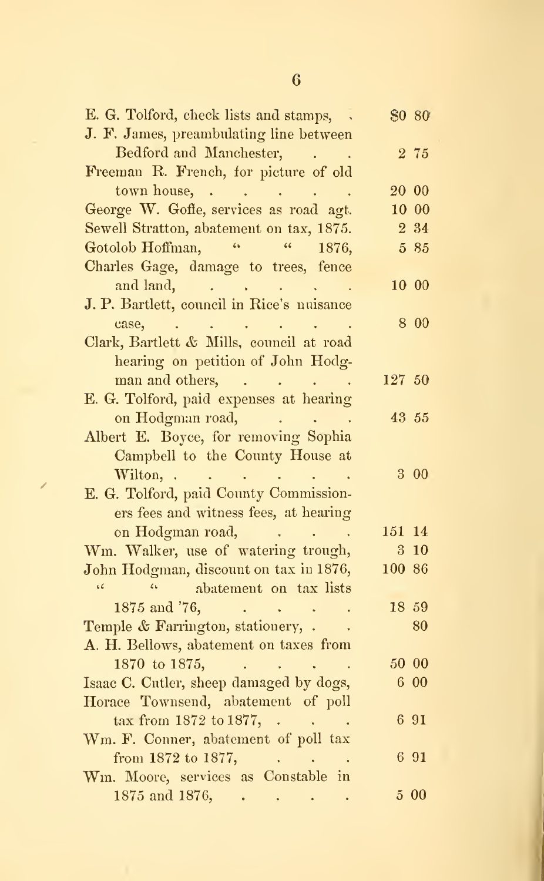| | |
|---|---|
| E. G. Tolford, check lists and stamps, | $0 80 |
| J. F. James, preambulating line between Bedford and Manchester, | 2 75 |
| Freeman R. French, for picture of old town house, | 20 00 |
| George W. Goffe, services as road agt. | 10 00 |
| Sewell Stratton, abatement on tax, 1875. | 2 34 |
| Gotolob Hoffman, " " 1876, | 5 85 |
| Charles Gage, damage to trees, fence and land, | 10 00 |
| J. P. Bartlett, council in Rice's nuisance case, | 8 00 |
| Clark, Bartlett & Mills, council at road hearing on petition of John Hodgman and others, | 127 50 |
| E. G. Tolford, paid expenses at hearing on Hodgman road, | 43 55 |
| Albert E. Boyce, for removing Sophia Campbell to the County House at Wilton, | 3 00 |
| E. G. Tolford, paid County Commissioners fees and witness fees, at hearing on Hodgman road, | 151 14 |
| Wm. Walker, use of watering trough, | 3 10 |
| John Hodgman, discount on tax in 1876, | 100 86 |
| " " abatement on tax lists 1875 and '76, | 18 59 |
| Temple & Farrington, stationery, | 80 |
| A. H. Bellows, abatement on taxes from 1870 to 1875, | 50 00 |
| Isaac C. Cutler, sheep damaged by dogs, | 6 00 |
| Horace Townsend, abatement of poll tax from 1872 to 1877, | 6 91 |
| Wm. F. Conner, abatement of poll tax from 1872 to 1877, | 6 91 |
| Wm. Moore, services as Constable in 1875 and 1876, | 5 00 |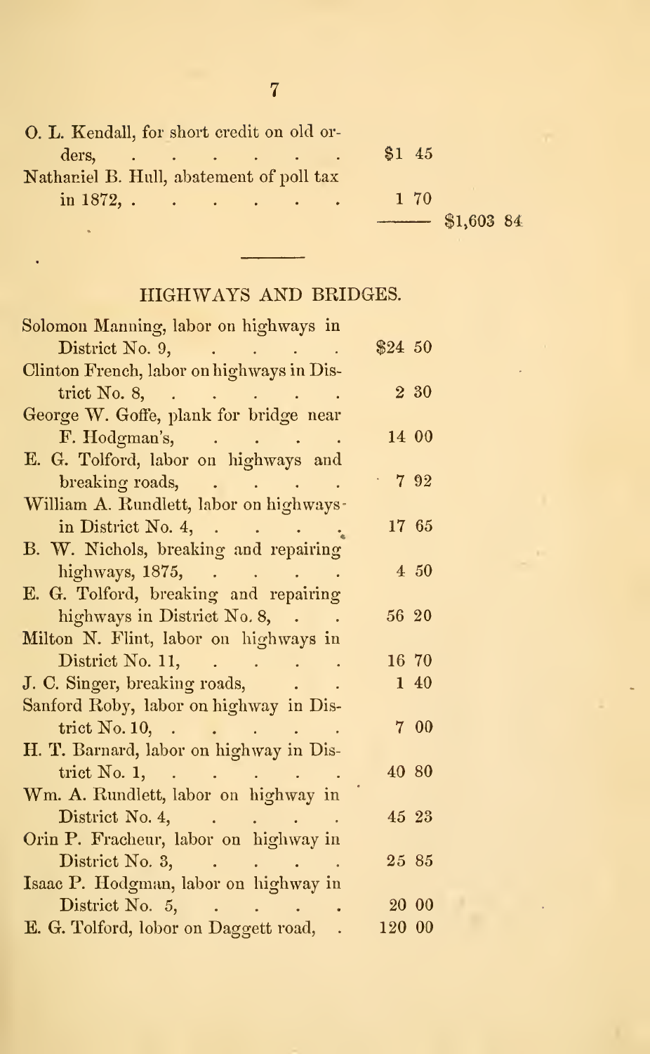| | | |
|---|---|---|
| O. L. Kendall, for short credit on old orders, | $1 45 | |
| Nathaniel B. Hull, abatement of poll tax in 1872, | 1 70 | |
| | | $1,603 84 |

## HIGHWAYS AND BRIDGES.

| | |
|---|---|
| Solomon Manning, labor on highways in District No. 9, | $24 50 |
| Clinton French, labor on highways in District No. 8, | 2 30 |
| George W. Goffe, plank for bridge near F. Hodgman's, | 14 00 |
| E. G. Tolford, labor on highways and breaking roads, | 7 92 |
| William A. Rundlett, labor on highways in District No. 4, | 17 65 |
| B. W. Nichols, breaking and repairing highways, 1875, | 4 50 |
| E. G. Tolford, breaking and repairing highways in District No. 8, | 56 20 |
| Milton N. Flint, labor on highways in District No. 11, | 16 70 |
| J. C. Singer, breaking roads, | 1 40 |
| Sanford Roby, labor on highway in District No. 10, | 7 00 |
| H. T. Barnard, labor on highway in District No. 1, | 40 80 |
| Wm. A. Rundlett, labor on highway in District No. 4, | 45 23 |
| Orin P. Fracheur, labor on highway in District No. 3, | 25 85 |
| Isaac P. Hodgman, labor on highway in District No. 5, | 20 00 |
| E. G. Tolford, lobor on Daggett road, | 120 00 |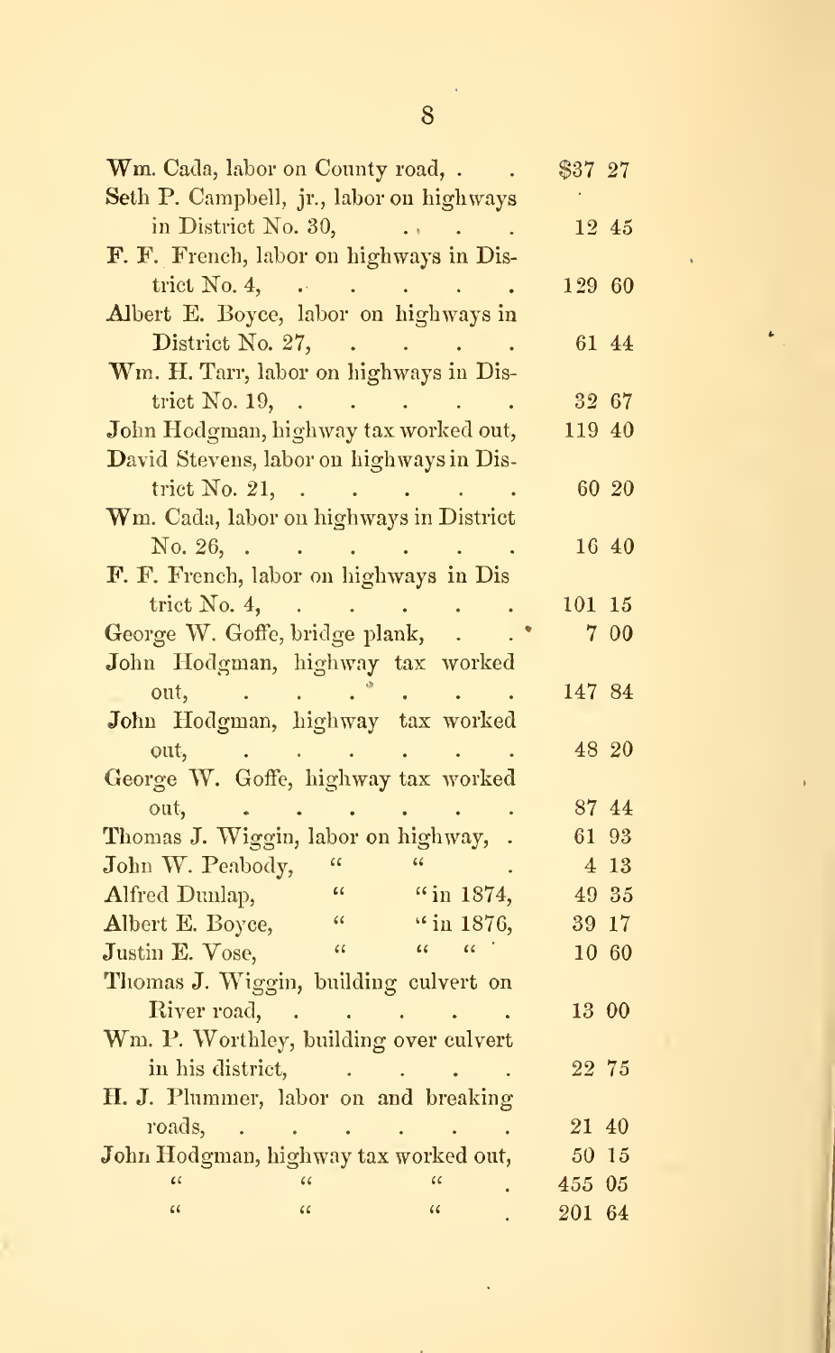| | |
|---|---|
| Wm. Cada, labor on County road, . . | $37 27 |
| Seth P. Campbell, jr., labor on highways in District No. 30, . . . | 12 45 |
| F. F. French, labor on highways in District No. 4, . . . . . | 129 60 |
| Albert E. Boyce, labor on highways in District No. 27, . . . . | 61 44 |
| Wm. H. Tarr, labor on highways in District No. 19, . . . . . | 32 67 |
| John Hodgman, highway tax worked out, | 119 40 |
| David Stevens, labor on highways in District No. 21, . . . . . | 60 20 |
| Wm. Cada, labor on highways in District No. 26, . . . . . . | 16 40 |
| F. F. French, labor on highways in District No. 4, . . . . . | 101 15 |
| George W. Goffe, bridge plank, . . | 7 00 |
| John Hodgman, highway tax worked out, . . . . . . | 147 84 |
| John Hodgman, highway tax worked out, . . . . . . | 48 20 |
| George W. Goffe, highway tax worked out, . . . . . . | 87 44 |
| Thomas J. Wiggin, labor on highway, . | 61 93 |
| John W. Peabody, " " . | 4 13 |
| Alfred Dunlap, " " in 1874, | 49 35 |
| Albert E. Boyce, " " in 1876, | 39 17 |
| Justin E. Vose, " " " | 10 60 |
| Thomas J. Wiggin, building culvert on River road, . . . . . | 13 00 |
| Wm. P. Worthley, building over culvert in his district, . . . . | 22 75 |
| H. J. Plummer, labor on and breaking roads, . . . . . . | 21 40 |
| John Hodgman, highway tax worked out, | 50 15 |
| " " " . | 455 05 |
| " " " . | 201 64 |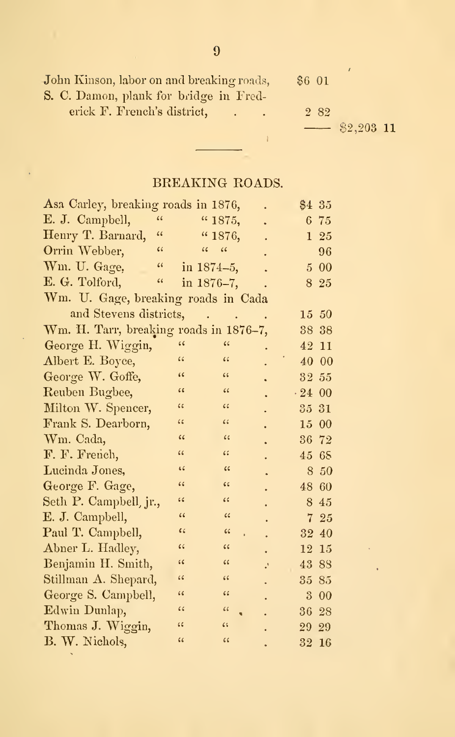| | | |
|---|---|---|
| John Kinson, labor on and breaking roads, | $6 01 | |
| S. C. Damon, plank for bridge in Frederick F. French's district, | 2 82 | |
| | | $2,203 11 |

## BREAKING ROADS.

| | |
|---|---|
| Asa Carley, breaking roads in 1876, | $4 35 |
| E. J. Campbell, " " 1875, | 6 75 |
| Henry T. Barnard, " " 1876, | 1 25 |
| Orrin Webber, " " " | 96 |
| Wm. U. Gage, " in 1874–5, | 5 00 |
| E. G. Tolford, " in 1876–7, | 8 25 |
| Wm. U. Gage, breaking roads in Cada and Stevens districts, | 15 50 |
| Wm. H. Tarr, breaking roads in 1876–7, | 38 38 |
| George H. Wiggin, " " | 42 11 |
| Albert E. Boyce, " " | 40 00 |
| George W. Goffe, " " | 32 55 |
| Reuben Bugbee, " " | 24 00 |
| Milton W. Spencer, " " | 35 31 |
| Frank S. Dearborn, " " | 15 00 |
| Wm. Cada, " " | 36 72 |
| F. F. French, " " | 45 68 |
| Lucinda Jones, " " | 8 50 |
| George F. Gage, " " | 48 60 |
| Seth P. Campbell, jr., " " | 8 45 |
| E. J. Campbell, " " | 7 25 |
| Paul T. Campbell, " " | 32 40 |
| Abner L. Hadley, " " | 12 15 |
| Benjamin H. Smith, " " | 43 88 |
| Stillman A. Shepard, " " | 35 85 |
| George S. Campbell, " " | 3 00 |
| Edwin Dunlap, " " | 36 28 |
| Thomas J. Wiggin, " " | 29 29 |
| B. W. Nichols, " " | 32 16 |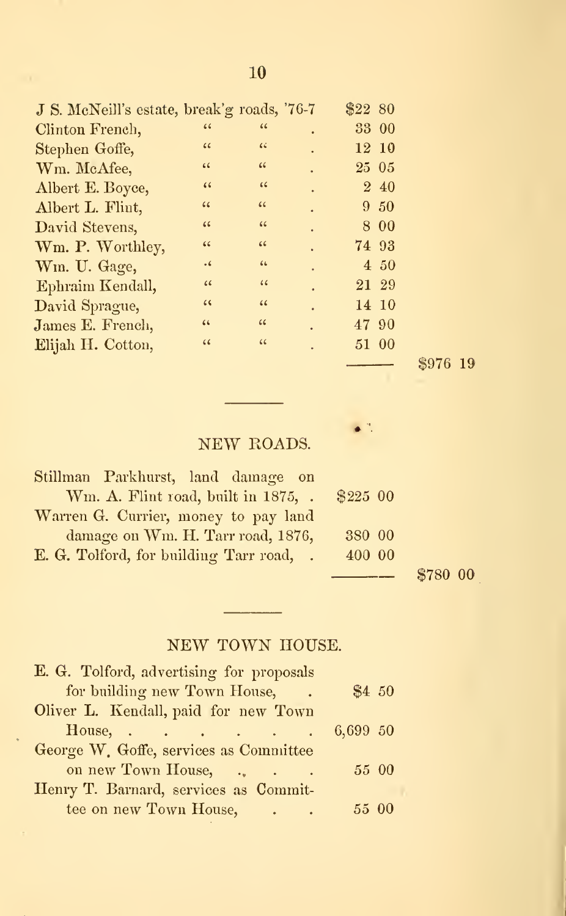| | | | | |
|---|---|---|---|---|
| J S. McNeill's estate, break'g roads, '76-7 | | | $22 80 | |
| Clinton French, | " | " | 33 00 | |
| Stephen Goffe, | " | " | 12 10 | |
| Wm. McAfee, | " | " | 25 05 | |
| Albert E. Boyce, | " | " | 2 40 | |
| Albert L. Flint, | " | " | 9 50 | |
| David Stevens, | " | " | 8 00 | |
| Wm. P. Worthley, | " | " | 74 93 | |
| Wm. U. Gage, | " | " | 4 50 | |
| Ephraim Kendall, | " | " | 21 29 | |
| David Sprague, | " | " | 14 10 | |
| James E. French, | " | " | 47 90 | |
| Elijah H. Cotton, | " | " | 51 00 | |
| | | | | $976 19 |

## NEW ROADS.

| | | |
|---|---|---|
| Stillman Parkhurst, land damage on Wm. A. Flint road, built in 1875, . | $225 00 | |
| Warren G. Currier, money to pay land damage on Wm. H. Tarr road, 1876, | 380 00 | |
| E. G. Tolford, for building Tarr road, . | 400 00 | |
| | | $780 00 |

## NEW TOWN HOUSE.

| | |
|---|---|
| E. G. Tolford, advertising for proposals for building new Town House, . | $4 50 |
| Oliver L. Kendall, paid for new Town House, . . . . . . . | 6,699 50 |
| George W. Goffe, services as Committee on new Town House, . . . | 55 00 |
| Henry T. Barnard, services as Committee on new Town House, . . | 55 00 |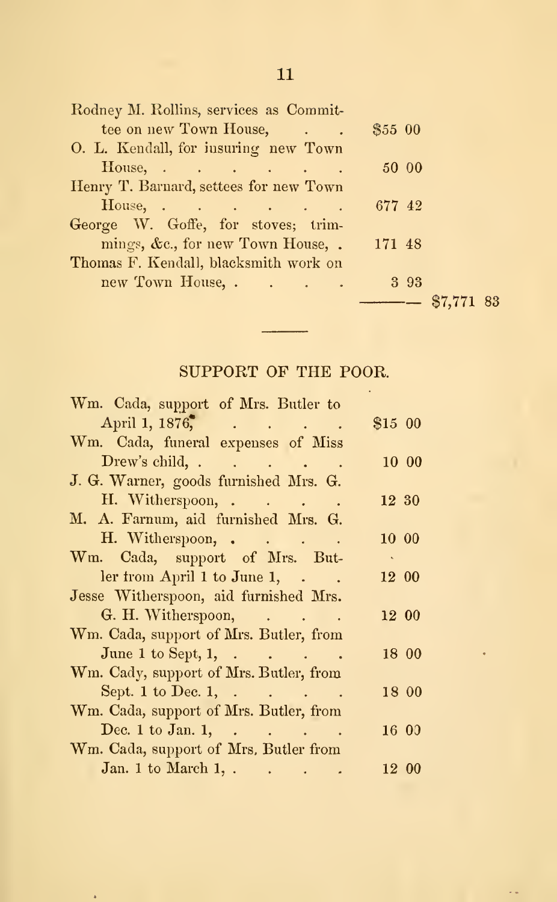| | | |
|---|---|---|
| Rodney M. Rollins, services as Committee on new Town House, | $55 00 | |
| O. L. Kendall, for insuring new Town House, | 50 00 | |
| Henry T. Barnard, settees for new Town House, | 677 42 | |
| George W. Goffe, for stoves; trimmings, &c., for new Town House, | 171 48 | |
| Thomas F. Kendall, blacksmith work on new Town House, | 3 93 | |
| | | $7,771 83 |

---

## SUPPORT OF THE POOR.

| | |
|---|---|
| Wm. Cada, support of Mrs. Butler to April 1, 1876, | $15 00 |
| Wm. Cada, funeral expenses of Miss Drew's child, | 10 00 |
| J. G. Warner, goods furnished Mrs. G. H. Witherspoon, | 12 30 |
| M. A. Farnum, aid furnished Mrs. G. H. Witherspoon, | 10 00 |
| Wm. Cada, support of Mrs. Butler from April 1 to June 1, | 12 00 |
| Jesse Witherspoon, aid furnished Mrs. G. H. Witherspoon, | 12 00 |
| Wm. Cada, support of Mrs. Butler, from June 1 to Sept, 1, | 18 00 |
| Wm. Cady, support of Mrs. Butler, from Sept. 1 to Dec. 1, | 18 00 |
| Wm. Cada, support of Mrs. Butler, from Dec. 1 to Jan. 1, | 16 00 |
| Wm. Cada, support of Mrs. Butler from Jan. 1 to March 1, | 12 00 |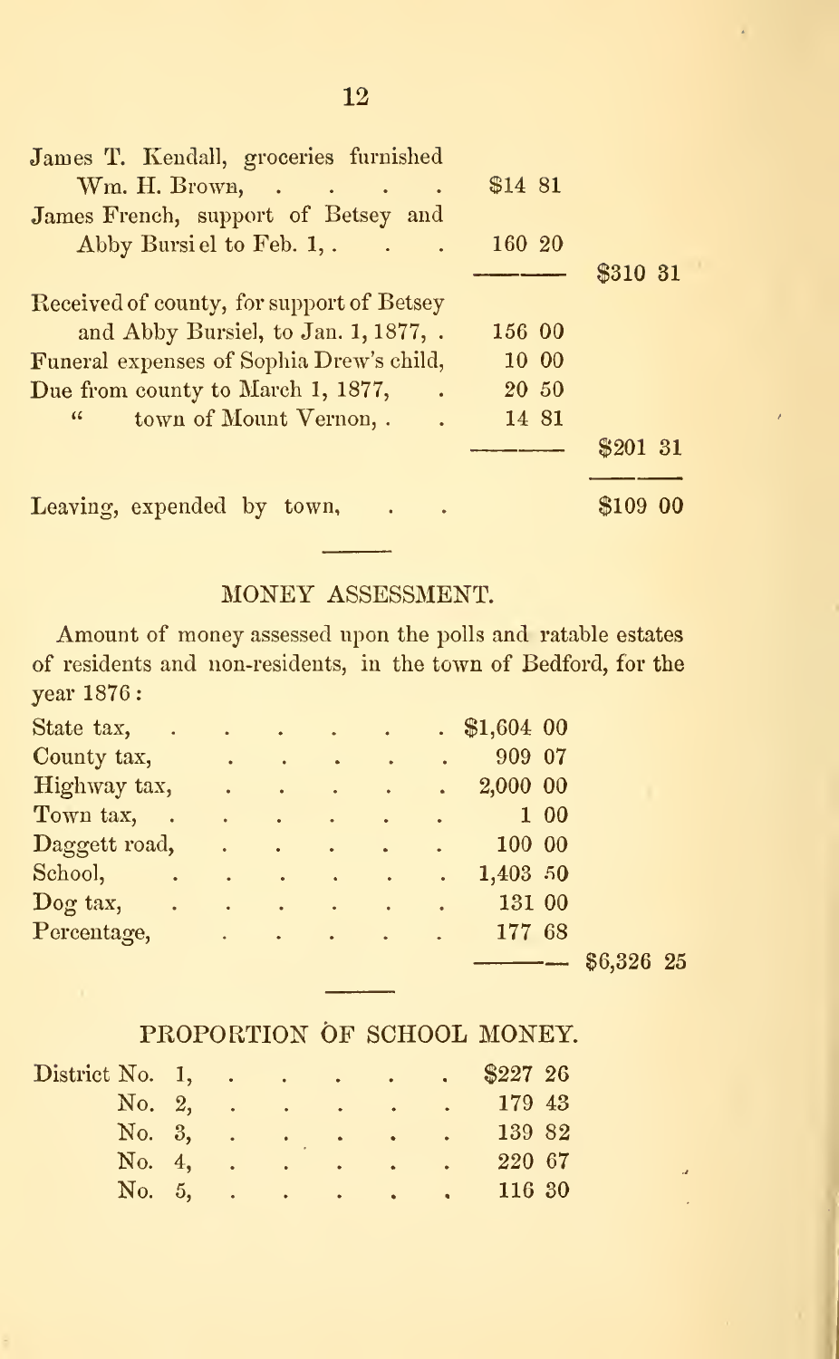| | | |
|---|---|---|
| James T. Kendall, groceries furnished Wm. H. Brown, | $14 81 | |
| James French, support of Betsey and Abby Bursiel to Feb. 1, | 160 20 | |
| | | $310 31 |
| Received of county, for support of Betsey and Abby Bursiel, to Jan. 1, 1877, | 156 00 | |
| Funeral expenses of Sophia Drew's child, | 10 00 | |
| Due from county to March 1, 1877, | 20 50 | |
| " town of Mount Vernon, | 14 81 | |
| | | $201 31 |
| Leaving, expended by town, | | $109 00 |

## MONEY ASSESSMENT.

Amount of money assessed upon the polls and ratable estates of residents and non-residents, in the town of Bedford, for the year 1876:

| | | |
|---|---|---|
| State tax, | $1,604 00 | |
| County tax, | 909 07 | |
| Highway tax, | 2,000 00 | |
| Town tax, | 1 00 | |
| Daggett road, | 100 00 | |
| School, | 1,403 50 | |
| Dog tax, | 131 00 | |
| Percentage, | 177 68 | |
| | | $6,326 25 |

## PROPORTION OF SCHOOL MONEY.

| | |
|---|---|
| District No. 1, | $227 26 |
| No. 2, | 179 43 |
| No. 3, | 139 82 |
| No. 4, | 220 67 |
| No. 5, | 116 30 |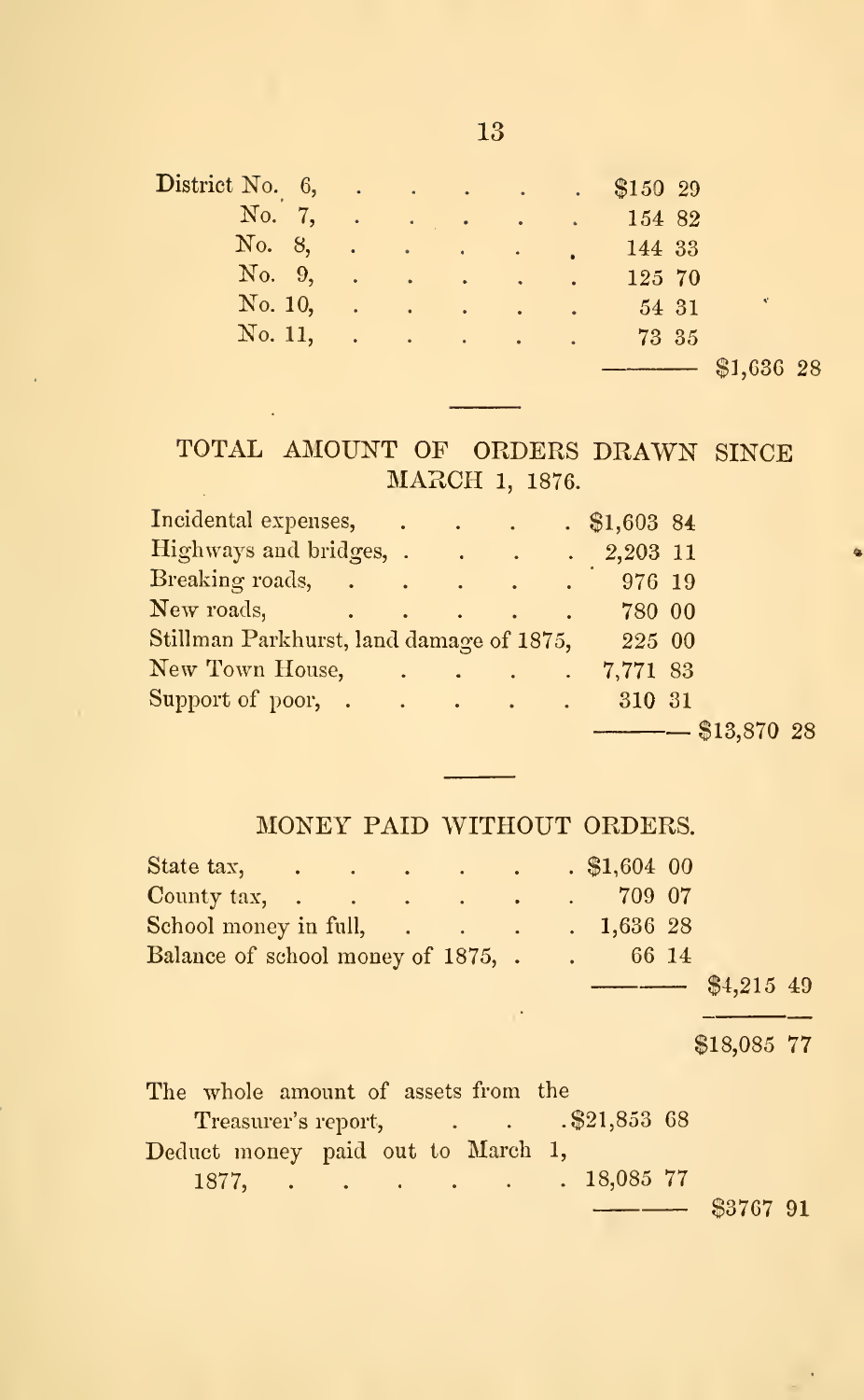| | | |
|---|---|---|
| District No. 6, | $150 29 | |
| No. 7, | 154 82 | |
| No. 8, | 144 33 | |
| No. 9, | 125 70 | |
| No. 10, | 54 31 | |
| No. 11, | 73 35 | |
| | | $1,636 28 |

## TOTAL AMOUNT OF ORDERS DRAWN SINCE MARCH 1, 1876.

| | | |
|---|---|---|
| Incidental expenses, | $1,603 84 | |
| Highways and bridges, | 2,203 11 | |
| Breaking roads, | 976 19 | |
| New roads, | 780 00 | |
| Stillman Parkhurst, land damage of 1875, | 225 00 | |
| New Town House, | 7,771 83 | |
| Support of poor, | 310 31 | |
| | | $13,870 28 |

## MONEY PAID WITHOUT ORDERS.

| | | |
|---|---|---|
| State tax, | $1,604 00 | |
| County tax, | 709 07 | |
| School money in full, | 1,636 28 | |
| Balance of school money of 1875, | 66 14 | |
| | | $4,215 49 |
| | | $18,085 77 |

| | | |
|---|---|---|
| The whole amount of assets from the Treasurer's report, | $21,853 68 | |
| Deduct money paid out to March 1, 1877, | 18,085 77 | |
| | | $3767 91 |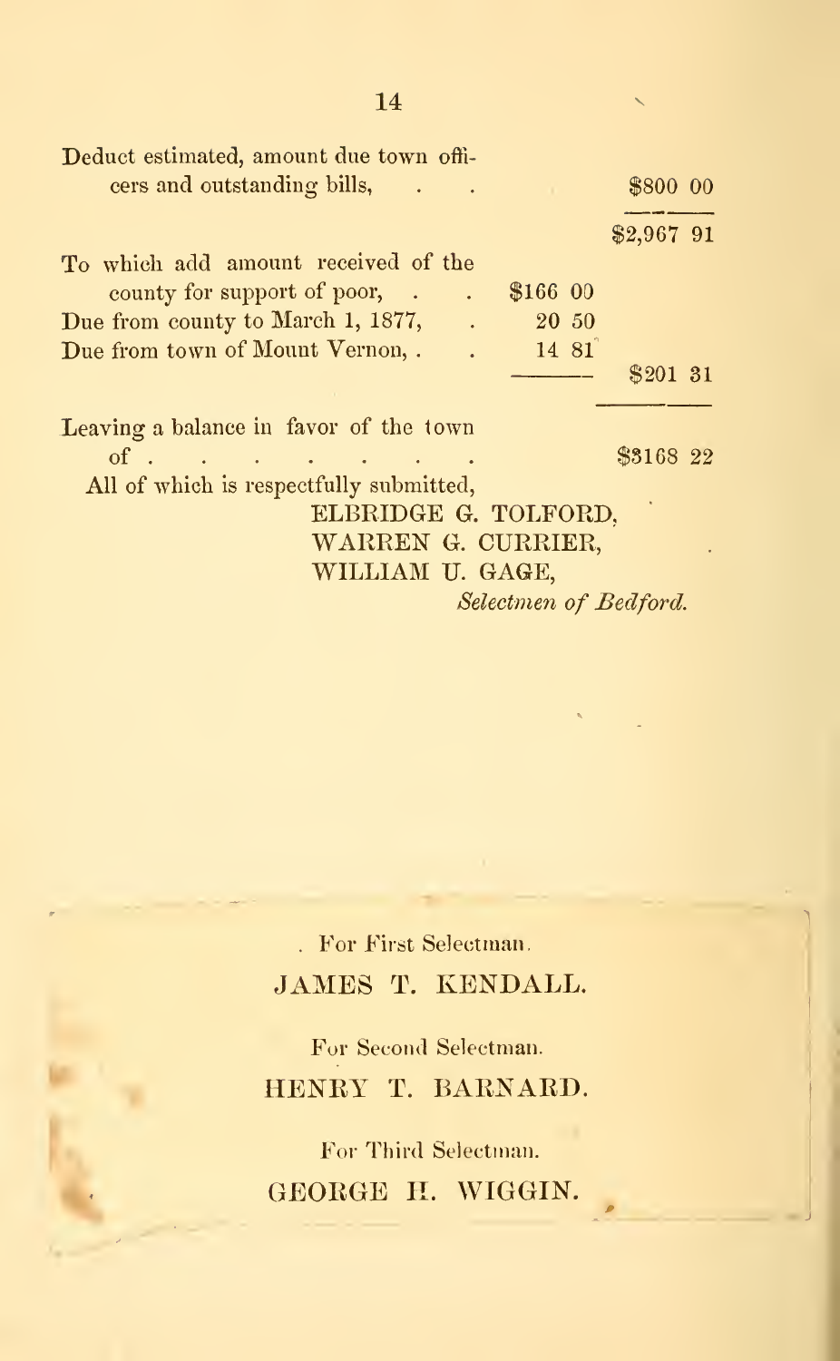| | | |
|---|---|---|
| Deduct estimated, amount due town officers and outstanding bills, | | $800 00 |
| | | $2,967 91 |
| To which add amount received of the county for support of poor, | $166 00 | |
| Due from county to March 1, 1877, | 20 50 | |
| Due from town of Mount Vernon, | 14 81 | |
| | | $201 31 |
| Leaving a balance in favor of the town of | | $3168 22 |

All of which is respectfully submitted,

ELBRIDGE G. TOLFORD,
WARREN G. CURRIER,
WILLIAM U. GAGE,
*Selectmen of Bedford.*

For First Selectman.
JAMES T. KENDALL.

For Second Selectman.
HENRY T. BARNARD.

For Third Selectman.
GEORGE H. WIGGIN.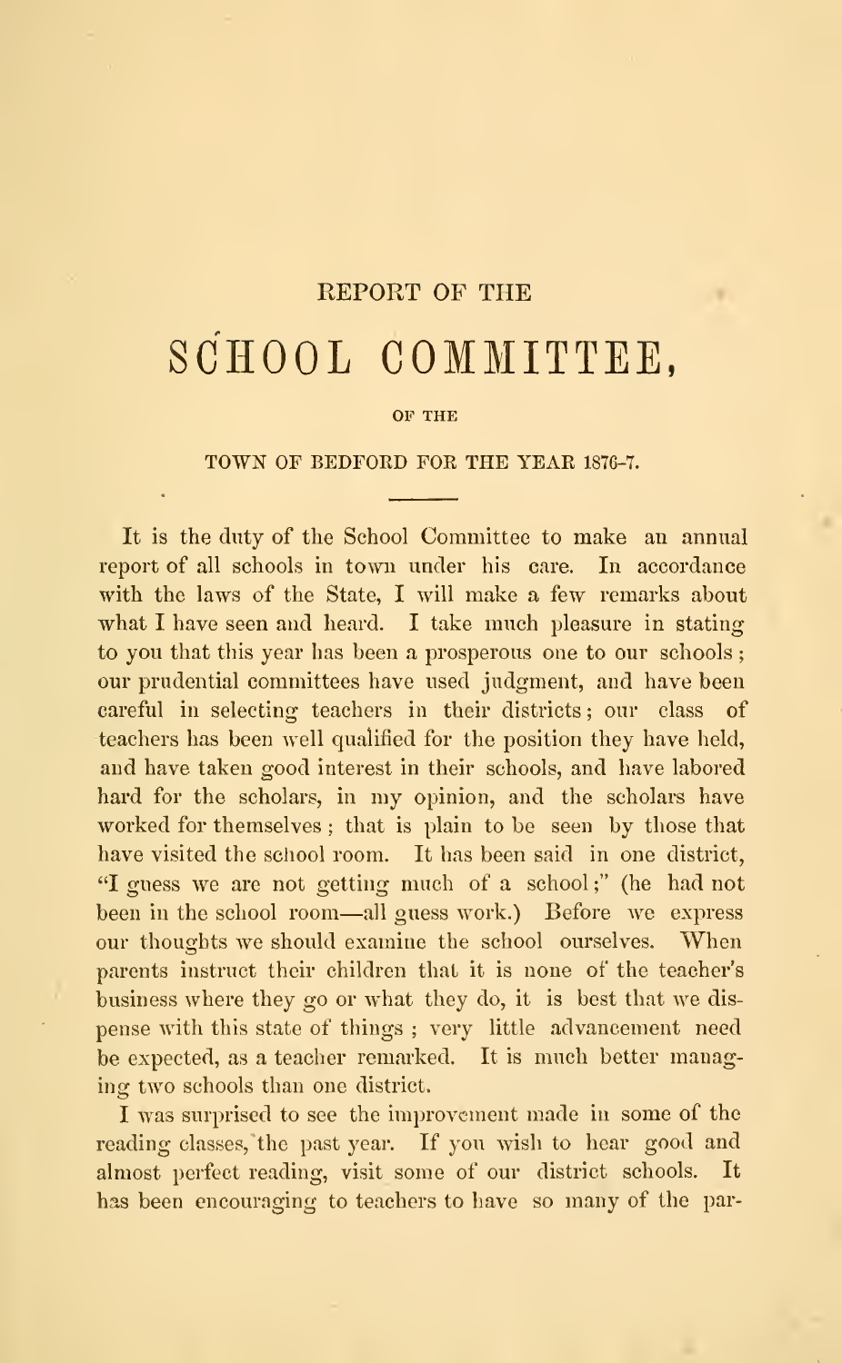REPORT OF THE

# SCHOOL COMMITTEE,

OF THE

TOWN OF BEDFORD FOR THE YEAR 1876-7.

---

It is the duty of the School Committee to make an annual report of all schools in town under his care. In accordance with the laws of the State, I will make a few remarks about what I have seen and heard. I take much pleasure in stating to you that this year has been a prosperous one to our schools; our prudential committees have used judgment, and have been careful in selecting teachers in their districts; our class of teachers has been well qualified for the position they have held, and have taken good interest in their schools, and have labored hard for the scholars, in my opinion, and the scholars have worked for themselves; that is plain to be seen by those that have visited the school room. It has been said in one district, "I guess we are not getting much of a school;" (he had not been in the school room—all guess work.) Before we express our thoughts we should examine the school ourselves. When parents instruct their children that it is none of the teacher's business where they go or what they do, it is best that we dispense with this state of things; very little advancement need be expected, as a teacher remarked. It is much better managing two schools than one district.

I was surprised to see the improvement made in some of the reading classes, the past year. If you wish to hear good and almost perfect reading, visit some of our district schools. It has been encouraging to teachers to have so many of the par-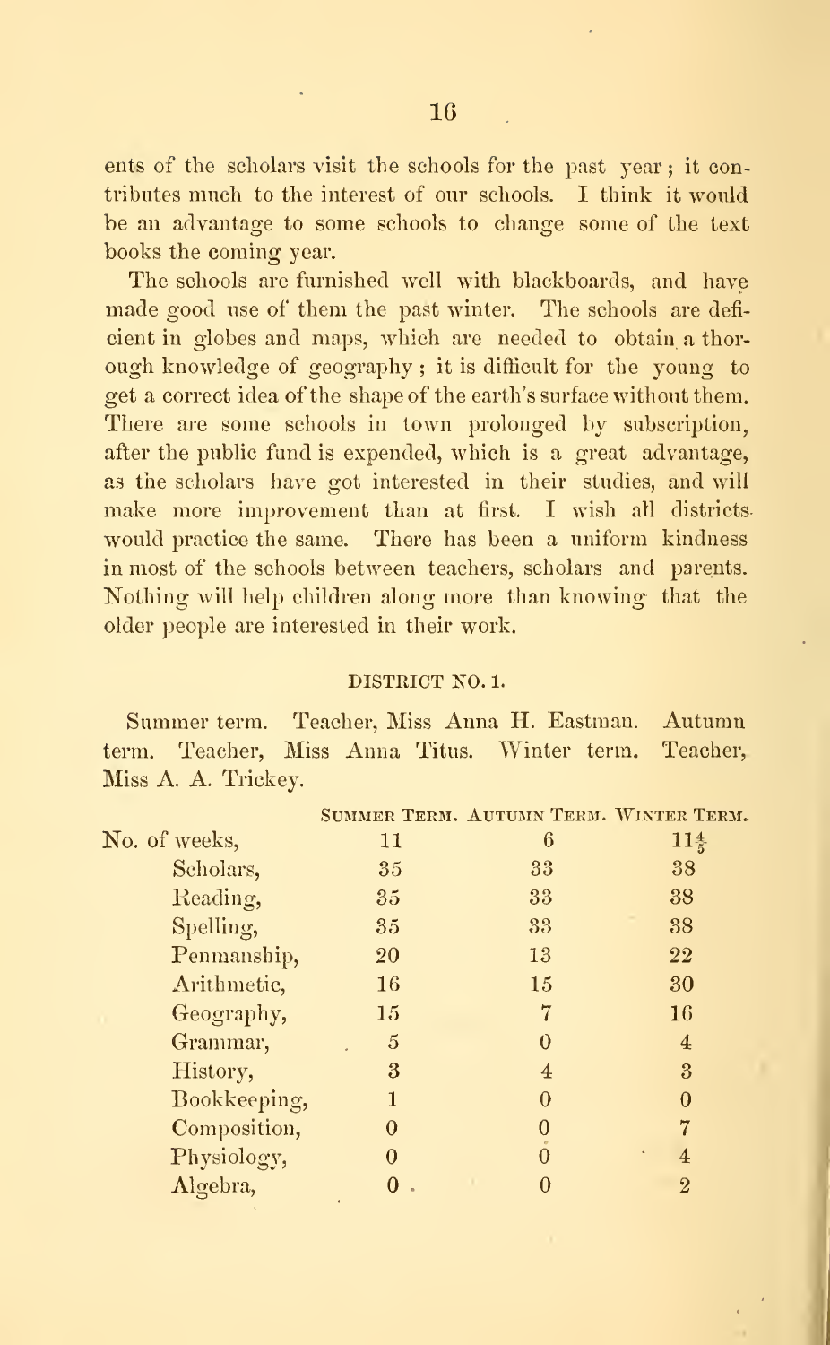ents of the scholars visit the schools for the past year; it contributes much to the interest of our schools. I think it would be an advantage to some schools to change some of the text books the coming year.

The schools are furnished well with blackboards, and have made good use of them the past winter. The schools are deficient in globes and maps, which are needed to obtain a thorough knowledge of geography; it is difficult for the young to get a correct idea of the shape of the earth's surface without them. There are some schools in town prolonged by subscription, after the public fund is expended, which is a great advantage, as the scholars have got interested in their studies, and will make more improvement than at first. I wish all districts would practice the same. There has been a uniform kindness in most of the schools between teachers, scholars and parents. Nothing will help children along more than knowing that the older people are interested in their work.

DISTRICT NO. 1.

Summer term. Teacher, Miss Anna H. Eastman. Autumn term. Teacher, Miss Anna Titus. Winter term. Teacher, Miss A. A. Trickey.

| | SUMMER TERM. | AUTUMN TERM. | WINTER TERM. |
|---|---|---|---|
| No. of weeks, | 11 | 6 | $11\frac{4}{5}$ |
| Scholars, | 35 | 33 | 38 |
| Reading, | 35 | 33 | 38 |
| Spelling, | 35 | 33 | 38 |
| Penmanship, | 20 | 13 | 22 |
| Arithmetic, | 16 | 15 | 30 |
| Geography, | 15 | 7 | 16 |
| Grammar, | 5 | 0 | 4 |
| History, | 3 | 4 | 3 |
| Bookkeeping, | 1 | 0 | 0 |
| Composition, | 0 | 0 | 7 |
| Physiology, | 0 | 0 | 4 |
| Algebra, | 0 | 0 | 2 |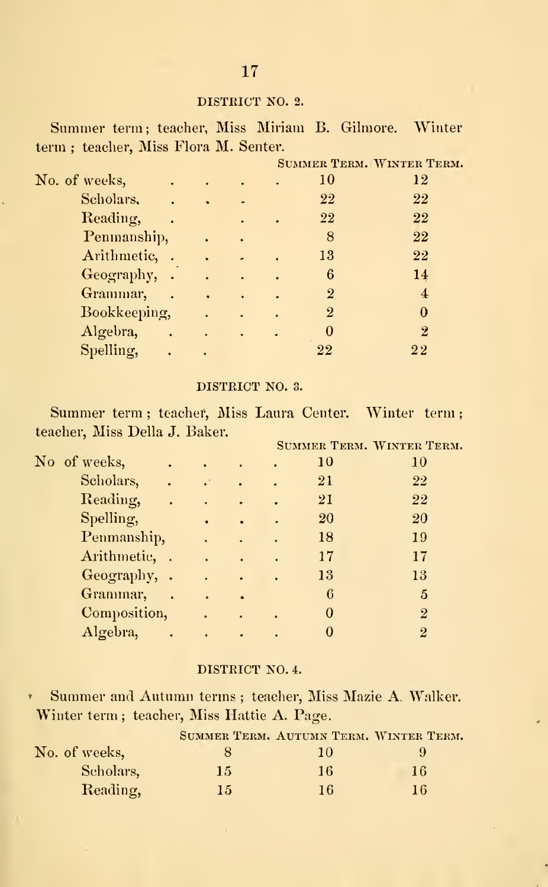## DISTRICT NO. 2.

Summer term; teacher, Miss Miriam B. Gilmore. Winter term; teacher, Miss Flora M. Senter.

| | Summer Term. | Winter Term. |
|---|---|---|
| No. of weeks, | 10 | 12 |
| Scholars, | 22 | 22 |
| Reading, | 22 | 22 |
| Penmanship, | 8 | 22 |
| Arithmetic, | 13 | 22 |
| Geography, | 6 | 14 |
| Grammar, | 2 | 4 |
| Bookkeeping, | 2 | 0 |
| Algebra, | 0 | 2 |
| Spelling, | 22 | 22 |

## DISTRICT NO. 3.

Summer term; teacher, Miss Laura Center. Winter term; teacher, Miss Della J. Baker.

| | Summer Term. | Winter Term. |
|---|---|---|
| No of weeks, | 10 | 10 |
| Scholars, | 21 | 22 |
| Reading, | 21 | 22 |
| Spelling, | 20 | 20 |
| Penmanship, | 18 | 19 |
| Arithmetic, | 17 | 17 |
| Geography, | 13 | 13 |
| Grammar, | 6 | 5 |
| Composition, | 0 | 2 |
| Algebra, | 0 | 2 |

## DISTRICT NO. 4.

Summer and Autumn terms; teacher, Miss Mazie A. Walker. Winter term; teacher, Miss Hattie A. Page.

| | Summer Term. | Autumn Term. | Winter Term. |
|---|---|---|---|
| No. of weeks, | 8 | 10 | 9 |
| Scholars, | 15 | 16 | 16 |
| Reading, | 15 | 16 | 16 |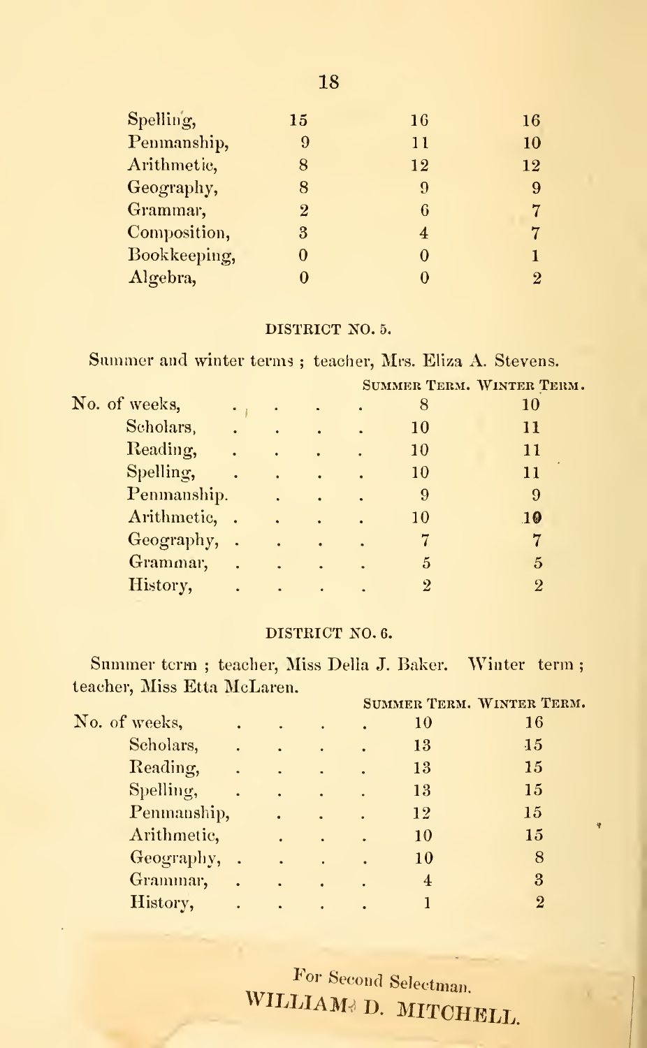| | | | |
|---|---|---|---|
| Spelling, | 15 | 16 | 16 |
| Penmanship, | 9 | 11 | 10 |
| Arithmetic, | 8 | 12 | 12 |
| Geography, | 8 | 9 | 9 |
| Grammar, | 2 | 6 | 7 |
| Composition, | 3 | 4 | 7 |
| Bookkeeping, | 0 | 0 | 1 |
| Algebra, | 0 | 0 | 2 |

### DISTRICT NO. 5.

Summer and winter terms; teacher, Mrs. Eliza A. Stevens.

| | SUMMER TERM. | WINTER TERM. |
|---|---|---|
| No. of weeks, | 8 | 10 |
| Scholars, | 10 | 11 |
| Reading, | 10 | 11 |
| Spelling, | 10 | 11 |
| Penmanship. | 9 | 9 |
| Arithmetic, | 10 | 10 |
| Geography, | 7 | 7 |
| Grammar, | 5 | 5 |
| History, | 2 | 2 |

### DISTRICT NO. 6.

Summer term; teacher, Miss Della J. Baker. Winter term; teacher, Miss Etta McLaren.

| | SUMMER TERM. | WINTER TERM. |
|---|---|---|
| No. of weeks, | 10 | 16 |
| Scholars, | 13 | 15 |
| Reading, | 13 | 15 |
| Spelling, | 13 | 15 |
| Penmanship, | 12 | 15 |
| Arithmetic, | 10 | 15 |
| Geography, | 10 | 8 |
| Grammar, | 4 | 3 |
| History, | 1 | 2 |

For Second Selectman.
WILLIAM D. MITCHELL.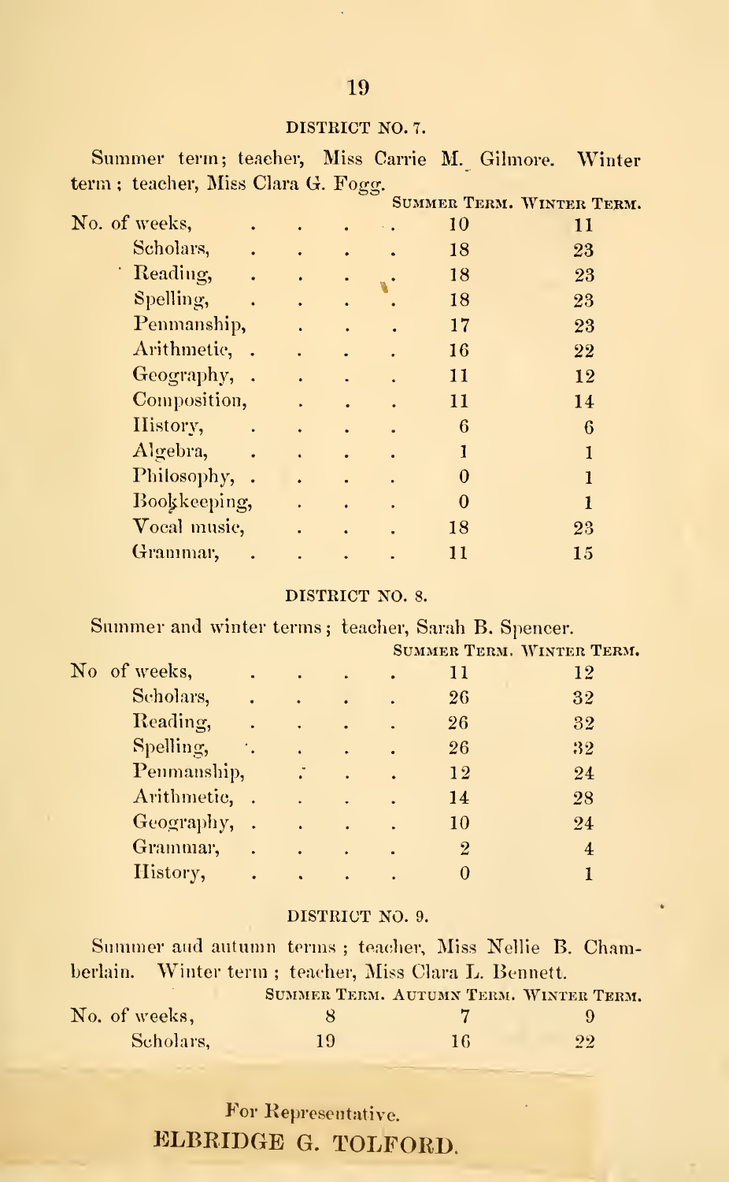## DISTRICT NO. 7.

Summer term; teacher, Miss Carrie M. Gilmore. Winter term; teacher, Miss Clara G. Fogg.

| | Summer Term. | Winter Term. |
|---|---|---|
| No. of weeks, | 10 | 11 |
| Scholars, | 18 | 23 |
| Reading, | 18 | 23 |
| Spelling, | 18 | 23 |
| Penmanship, | 17 | 23 |
| Arithmetic, | 16 | 22 |
| Geography, | 11 | 12 |
| Composition, | 11 | 14 |
| History, | 6 | 6 |
| Algebra, | 1 | 1 |
| Philosophy, | 0 | 1 |
| Bookkeeping, | 0 | 1 |
| Vocal music, | 18 | 23 |
| Grammar, | 11 | 15 |

## DISTRICT NO. 8.

Summer and winter terms; teacher, Sarah B. Spencer.

| | Summer Term. | Winter Term. |
|---|---|---|
| No of weeks, | 11 | 12 |
| Scholars, | 26 | 32 |
| Reading, | 26 | 32 |
| Spelling, | 26 | 32 |
| Penmanship, | 12 | 24 |
| Arithmetic, | 14 | 28 |
| Geography, | 10 | 24 |
| Grammar, | 2 | 4 |
| History, | 0 | 1 |

## DISTRICT NO. 9.

Summer and autumn terms; teacher, Miss Nellie B. Chamberlain. Winter term; teacher, Miss Clara L. Bennett.

| | Summer Term. | Autumn Term. | Winter Term. |
|---|---|---|---|
| No. of weeks, | 8 | 7 | 9 |
| Scholars, | 19 | 16 | 22 |

For Representative.
ELBRIDGE G. TOLFORD.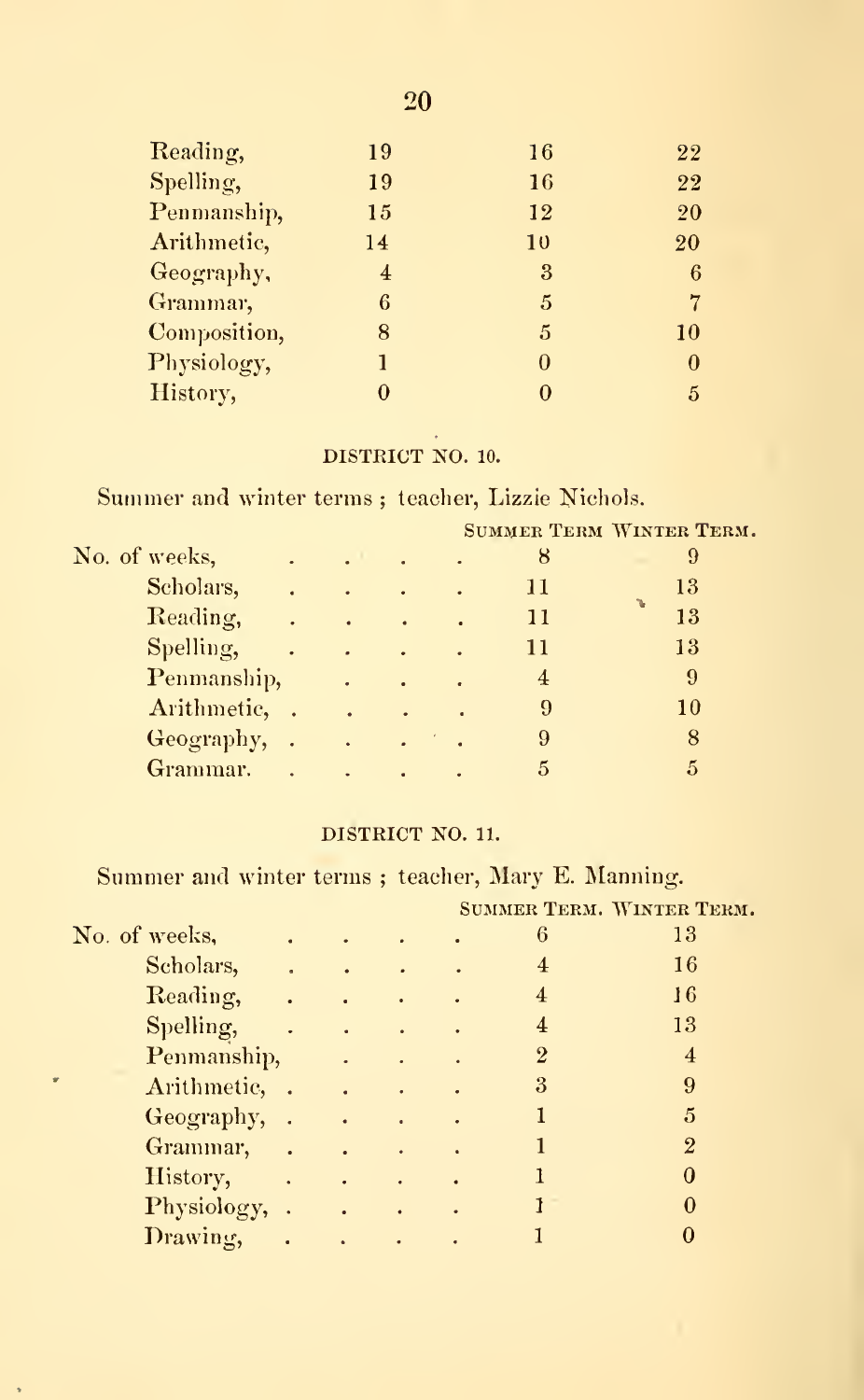| | | | |
|---|---|---|---|
| Reading, | 19 | 16 | 22 |
| Spelling, | 19 | 16 | 22 |
| Penmanship, | 15 | 12 | 20 |
| Arithmetic, | 14 | 10 | 20 |
| Geography, | 4 | 3 | 6 |
| Grammar, | 6 | 5 | 7 |
| Composition, | 8 | 5 | 10 |
| Physiology, | 1 | 0 | 0 |
| History, | 0 | 0 | 5 |

### DISTRICT NO. 10.

Summer and winter terms; teacher, Lizzie Nichols.

| | SUMMER TERM | WINTER TERM. |
|---|---|---|
| No. of weeks, | 8 | 9 |
| Scholars, | 11 | 13 |
| Reading, | 11 | 13 |
| Spelling, | 11 | 13 |
| Penmanship, | 4 | 9 |
| Arithmetic, | 9 | 10 |
| Geography, | 9 | 8 |
| Grammar. | 5 | 5 |

### DISTRICT NO. 11.

Summer and winter terms; teacher, Mary E. Manning.

| | SUMMER TERM. | WINTER TERM. |
|---|---|---|
| No. of weeks, | 6 | 13 |
| Scholars, | 4 | 16 |
| Reading, | 4 | 16 |
| Spelling, | 4 | 13 |
| Penmanship, | 2 | 4 |
| Arithmetic, | 3 | 9 |
| Geography, | 1 | 5 |
| Grammar, | 1 | 2 |
| History, | 1 | 0 |
| Physiology, | 1 | 0 |
| Drawing, | 1 | 0 |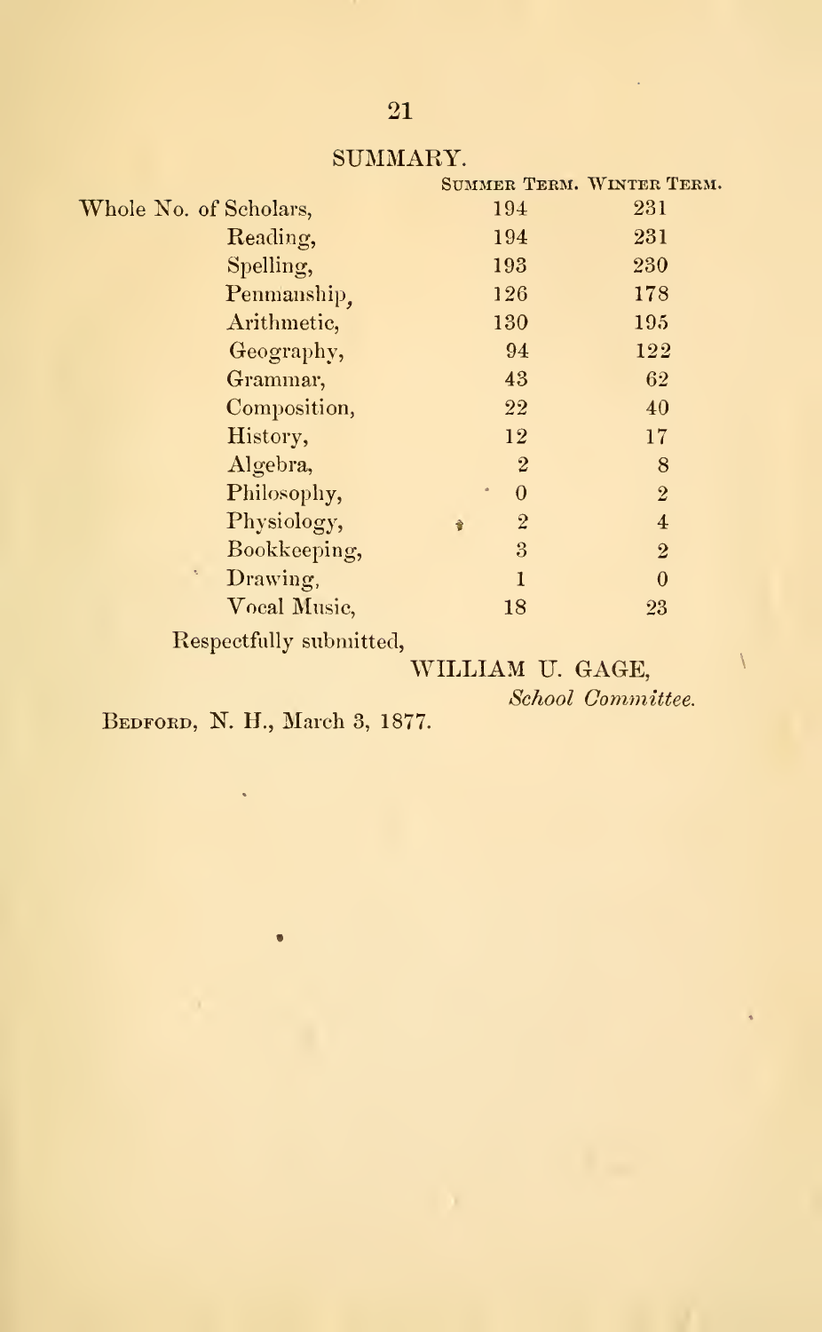## SUMMARY.

| | Summer Term. | Winter Term. |
|---|---|---|
| Whole No. of Scholars, | 194 | 231 |
| Reading, | 194 | 231 |
| Spelling, | 193 | 230 |
| Penmanship, | 126 | 178 |
| Arithmetic, | 130 | 195 |
| Geography, | 94 | 122 |
| Grammar, | 43 | 62 |
| Composition, | 22 | 40 |
| History, | 12 | 17 |
| Algebra, | 2 | 8 |
| Philosophy, | 0 | 2 |
| Physiology, | 2 | 4 |
| Bookkeeping, | 3 | 2 |
| Drawing, | 1 | 0 |
| Vocal Music, | 18 | 23 |

Respectfully submitted,

WILLIAM U. GAGE,

*School Committee.*

Bedford, N. H., March 3, 1877.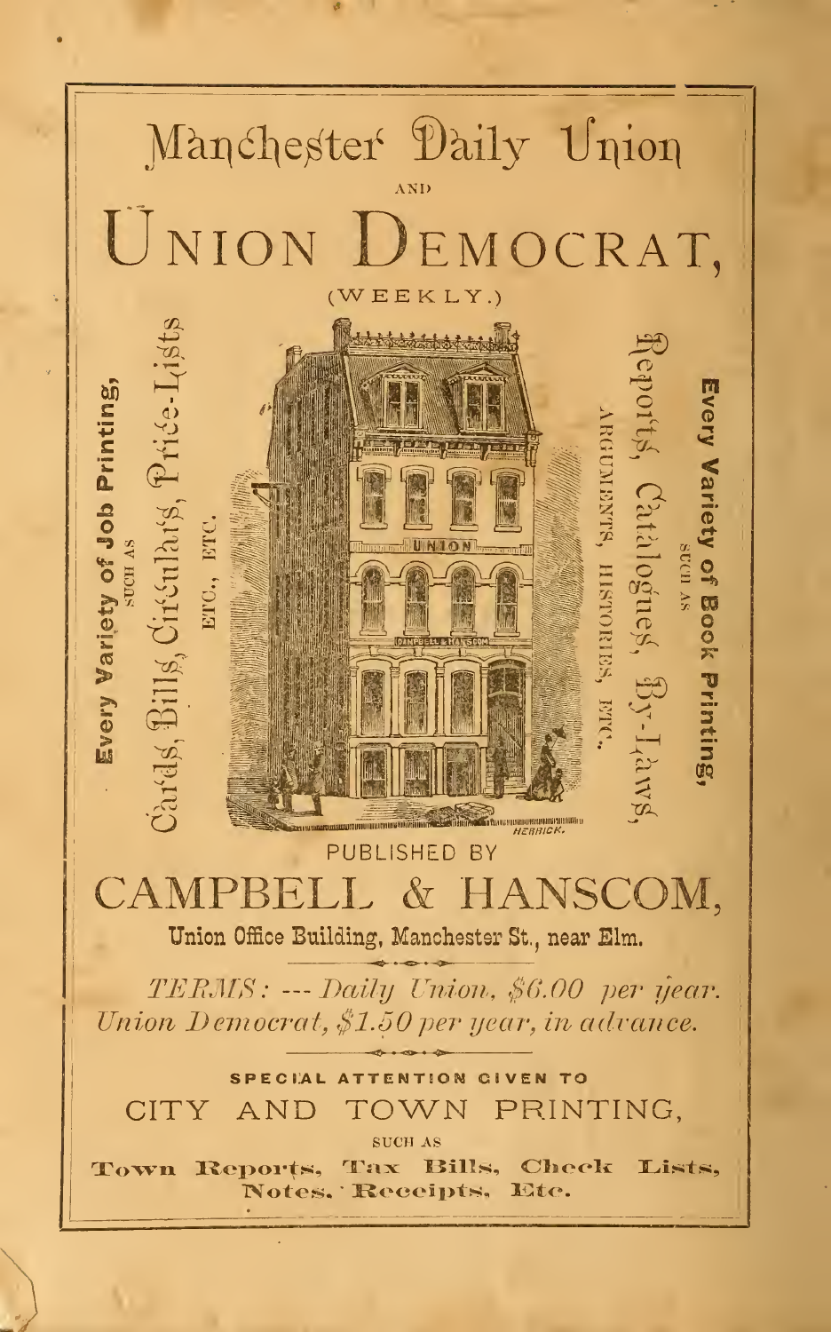# Manchester Daily Union

AND

# UNION DEMOCRAT,

(WEEKLY.)

**Every Variety of Job Printing,**

SUCH AS

Cards, Bills, Circulars, Price-Lists,

ETC., ETC.

**Every Variety of Book Printing,**

SUCH AS

Reports, Catalogues, By-Laws,

ARGUMENTS, HISTORIES, ETC.

PUBLISHED BY

## CAMPBELL & HANSCOM,

**Union Office Building, Manchester St., near Elm.**

*TERMS: --- Daily Union, $6.00 per year. Union Democrat, $1.50 per year, in advance.*

**SPECIAL ATTENTION GIVEN TO**

CITY AND TOWN PRINTING,

SUCH AS

**Town Reports, Tax Bills, Check Lists, Notes, Receipts, Etc.**